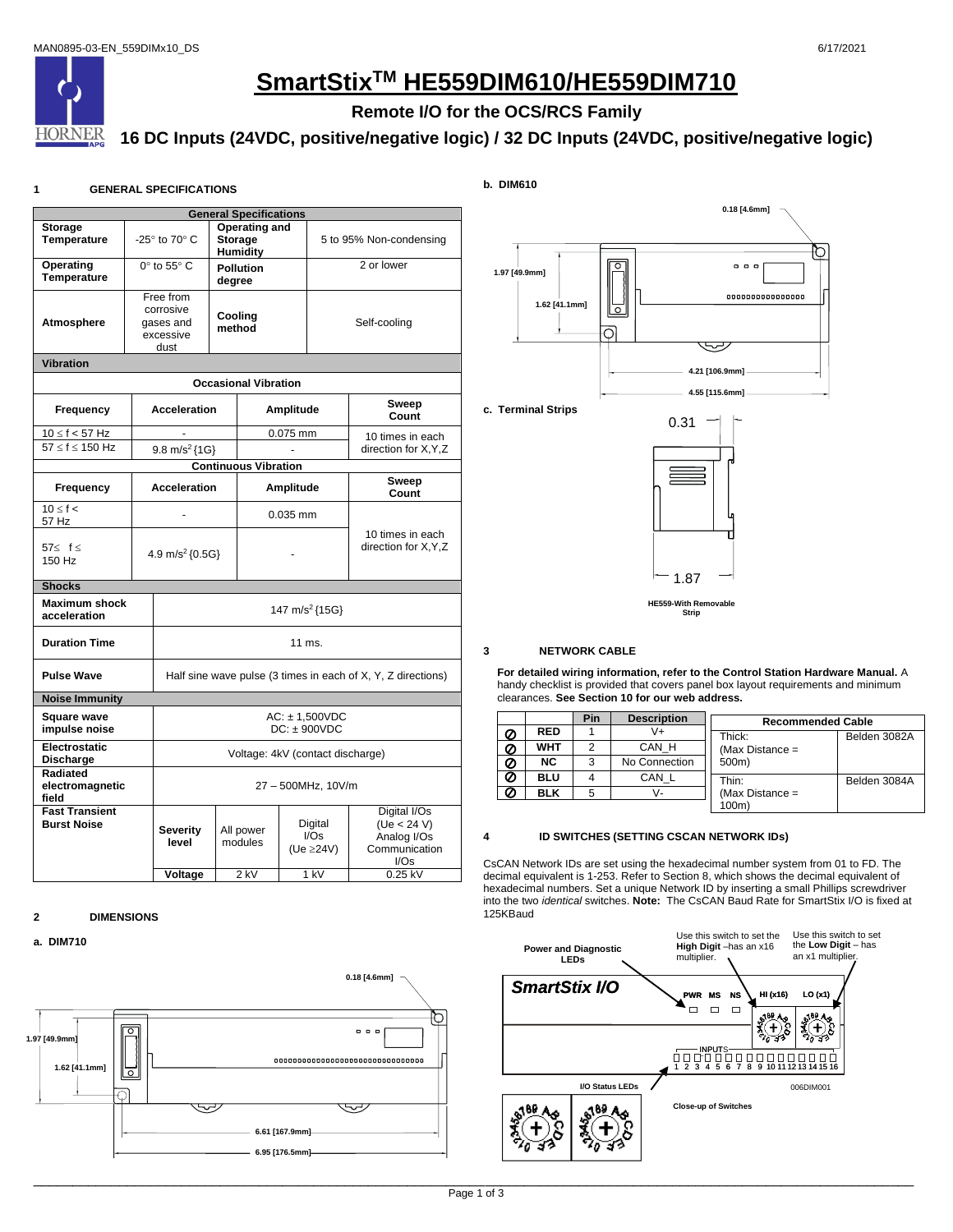# SmartStix™ HE559DIM610/HE559DIM710

## Remote I/O for the OCS/RCS Family

## 16 DC Inputs (24VDC, positive/negative logic) / 32 DC Inputs (24VDC, positive/negative logic)

### 1 GENERAL SPECIFICATIONS

| General Specifications | | | |
|---|---|---|---|
| **Storage Temperature** | -25° to 70° C | **Operating and Storage Humidity** | 5 to 95% Non-condensing |
| **Operating Temperature** | 0° to 55° C | **Pollution degree** | 2 or lower |
| **Atmosphere** | Free from corrosive gases and excessive dust | **Cooling method** | Self-cooling |

**Vibration**

| Occasional Vibration | | | |
|---|---|---|---|
| **Frequency** | **Acceleration** | **Amplitude** | **Sweep Count** |
| 10 ≤ f < 57 Hz | - | 0.075 mm | 10 times in each direction for X,Y,Z |
| 57 ≤ f ≤ 150 Hz | 9.8 $m/s^2$ {1G} | - | |
| **Continuous Vibration** | | | |
| **Frequency** | **Acceleration** | **Amplitude** | **Sweep Count** |
| 10 ≤ f < 57 Hz | - | 0.035 mm | 10 times in each direction for X,Y,Z |
| 57≤ f ≤ 150 Hz | 4.9 $m/s^2$ {0.5G} | - | |

**Shocks**

| | |
|---|---|
| **Maximum shock acceleration** | 147 $m/s^2$ {15G} |
| **Duration Time** | 11 ms. |
| **Pulse Wave** | Half sine wave pulse (3 times in each of X, Y, Z directions) |

**Noise Immunity**

| | | | | |
|---|---|---|---|---|
| **Square wave impulse noise** | AC: ± 1,500VDC DC: ± 900VDC | | | |
| **Electrostatic Discharge** | Voltage: 4kV (contact discharge) | | | |
| **Radiated electromagnetic field** | 27 – 500MHz, 10V/m | | | |
| **Fast Transient Burst Noise** | **Severity level** | All power modules | Digital I/Os (Ue ≥24V) | Digital I/Os (Ue < 24 V) Analog I/Os Communication I/Os |
| | **Voltage** | 2 kV | 1 kV | 0.25 kV |

### 2 DIMENSIONS

**a. DIM710**

0.18 [4.6mm]; 1.97 [49.9mm]; 1.62 [41.1mm]; 6.61 [167.9mm]; 6.95 [176.5mm]

**b. DIM610**

0.18 [4.6mm]; 1.97 [49.9mm]; 1.62 [41.1mm]; 4.21 [106.9mm]; 4.55 [115.6mm]

**c. Terminal Strips**

0.31; 1.87

HE559-With Removable Strip

### 3 NETWORK CABLE

**For detailed wiring information, refer to the Control Station Hardware Manual.** A handy checklist is provided that covers panel box layout requirements and minimum clearances. **See Section 10 for our web address.**

| | | Pin | Description |
|---|---|---|---|
| Ø | **RED** | 1 | V+ |
| Ø | **WHT** | 2 | CAN_H |
| Ø | **NC** | 3 | No Connection |
| Ø | **BLU** | 4 | CAN_L |
| Ø | **BLK** | 5 | V- |

| Recommended Cable | |
|---|---|
| Thick: (Max Distance = 500m) | Belden 3082A |
| Thin: (Max Distance = 100m) | Belden 3084A |

### 4 ID SWITCHES (SETTING CSCAN NETWORK IDs)

CsCAN Network IDs are set using the hexadecimal number system from 01 to FD. The decimal equivalent is 1-253. Refer to Section 8, which shows the decimal equivalent of hexadecimal numbers. Set a unique Network ID by inserting a small Phillips screwdriver into the two *identical* switches. **Note:** The CsCAN Baud Rate for SmartStix I/O is fixed at 125KBaud

Power and Diagnostic LEDs

Use this switch to set the **High Digit** –has an x16 multiplier.

Use this switch to set the **Low Digit** – has an x1 multiplier.

SmartStix I/O — PWR MS NS — HI (x16) — LO (x1) — INPUTS 1 2 3 4 5 6 7 8 9 10 11 12 13 14 15 16

I/O Status LEDs

Close-up of Switches

006DIM001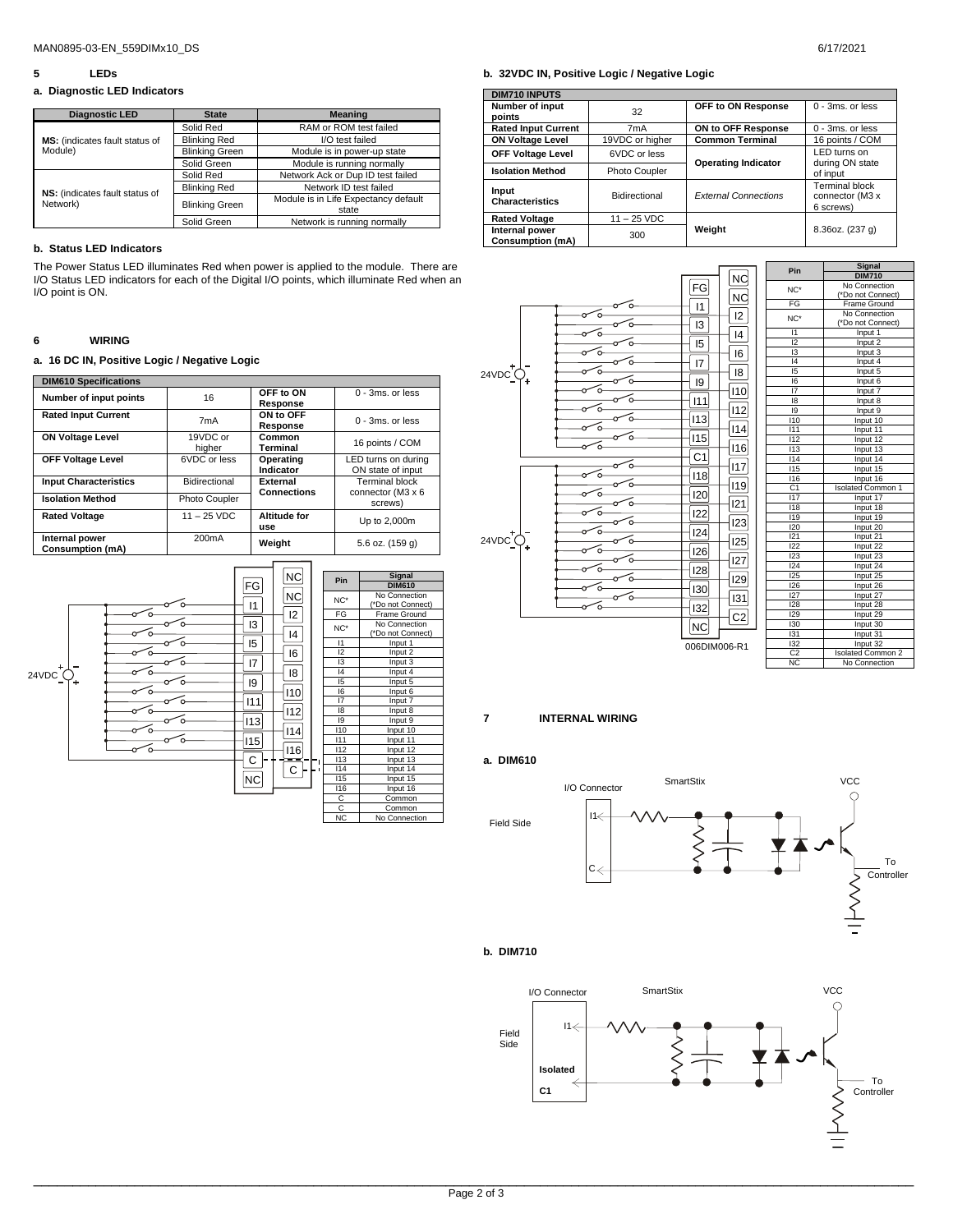## 5 LEDs

### a. Diagnostic LED Indicators

| Diagnostic LED | State | Meaning |
| --- | --- | --- |
| **MS:** (indicates fault status of Module) | Solid Red | RAM or ROM test failed |
| | Blinking Red | I/O test failed |
| | Blinking Green | Module is in power-up state |
| | Solid Green | Module is running normally |
| **NS:** (indicates fault status of Network) | Solid Red | Network Ack or Dup ID test failed |
| | Blinking Red | Network ID test failed |
| | Blinking Green | Module is in Life Expectancy default state |
| | Solid Green | Network is running normally |

### b. Status LED Indicators

The Power Status LED illuminates Red when power is applied to the module. There are I/O Status LED indicators for each of the Digital I/O points, which illuminate Red when an I/O point is ON.

## 6 WIRING

### a. 16 DC IN, Positive Logic / Negative Logic

| DIM610 Specifications | | | |
| --- | --- | --- | --- |
| **Number of input points** | 16 | **OFF to ON Response** | 0 - 3ms. or less |
| **Rated Input Current** | 7mA | **ON to OFF Response** | 0 - 3ms. or less |
| **ON Voltage Level** | 19VDC or higher | **Common Terminal** | 16 points / COM |
| **OFF Voltage Level** | 6VDC or less | **Operating Indicator** | LED turns on during ON state of input |
| **Input Characteristics** | Bidirectional | **External Connections** | Terminal block connector (M3 x 6 screws) |
| **Isolation Method** | Photo Coupler | | |
| **Rated Voltage** | 11 – 25 VDC | **Altitude for use** | Up to 2,000m |
| **Internal power Consumption (mA)** | 200mA | **Weight** | 5.6 oz. (159 g) |

| Pin | Signal DIM610 |
| --- | --- |
| NC* | No Connection (*Do not Connect) |
| FG | Frame Ground |
| NC* | No Connection (*Do not Connect) |
| I1 | Input 1 |
| I2 | Input 2 |
| I3 | Input 3 |
| I4 | Input 4 |
| I5 | Input 5 |
| I6 | Input 6 |
| I7 | Input 7 |
| I8 | Input 8 |
| I9 | Input 9 |
| I10 | Input 10 |
| I11 | Input 11 |
| I12 | Input 12 |
| I13 | Input 13 |
| I14 | Input 14 |
| I15 | Input 15 |
| I16 | Input 16 |
| C | Common |
| C | Common |
| NC | No Connection |

### b. 32VDC IN, Positive Logic / Negative Logic

| DIM710 INPUTS | | | |
| --- | --- | --- | --- |
| **Number of input points** | 32 | **OFF to ON Response** | 0 - 3ms. or less |
| **Rated Input Current** | 7mA | **ON to OFF Response** | 0 - 3ms. or less |
| **ON Voltage Level** | 19VDC or higher | **Common Terminal** | 16 points / COM |
| **OFF Voltage Level** | 6VDC or less | **Operating Indicator** | LED turns on during ON state of input |
| **Isolation Method** | Photo Coupler | | |
| **Input Characteristics** | Bidirectional | *External Connections* | Terminal block connector (M3 x 6 screws) |
| **Rated Voltage** | 11 – 25 VDC | **Weight** | 8.36oz. (237 g) |
| **Internal power Consumption (mA)** | 300 | | |

006DIM006-R1

| Pin | Signal DIM710 |
| --- | --- |
| NC* | No Connection (*Do not Connect) |
| FG | Frame Ground |
| NC* | No Connection (*Do not Connect) |
| I1 | Input 1 |
| I2 | Input 2 |
| I3 | Input 3 |
| I4 | Input 4 |
| I5 | Input 5 |
| I6 | Input 6 |
| I7 | Input 7 |
| I8 | Input 8 |
| I9 | Input 9 |
| I10 | Input 10 |
| I11 | Input 11 |
| I12 | Input 12 |
| I13 | Input 13 |
| I14 | Input 14 |
| I15 | Input 15 |
| I16 | Input 16 |
| C1 | Isolated Common 1 |
| I17 | Input 17 |
| I18 | Input 18 |
| I19 | Input 19 |
| I20 | Input 20 |
| I21 | Input 21 |
| I22 | Input 22 |
| I23 | Input 23 |
| I24 | Input 24 |
| I25 | Input 25 |
| I26 | Input 26 |
| I27 | Input 27 |
| I28 | Input 28 |
| I29 | Input 29 |
| I30 | Input 30 |
| I31 | Input 31 |
| I32 | Input 32 |
| C2 | Isolated Common 2 |
| NC | No Connection |

## 7 INTERNAL WIRING

### a. DIM610

### b. DIM710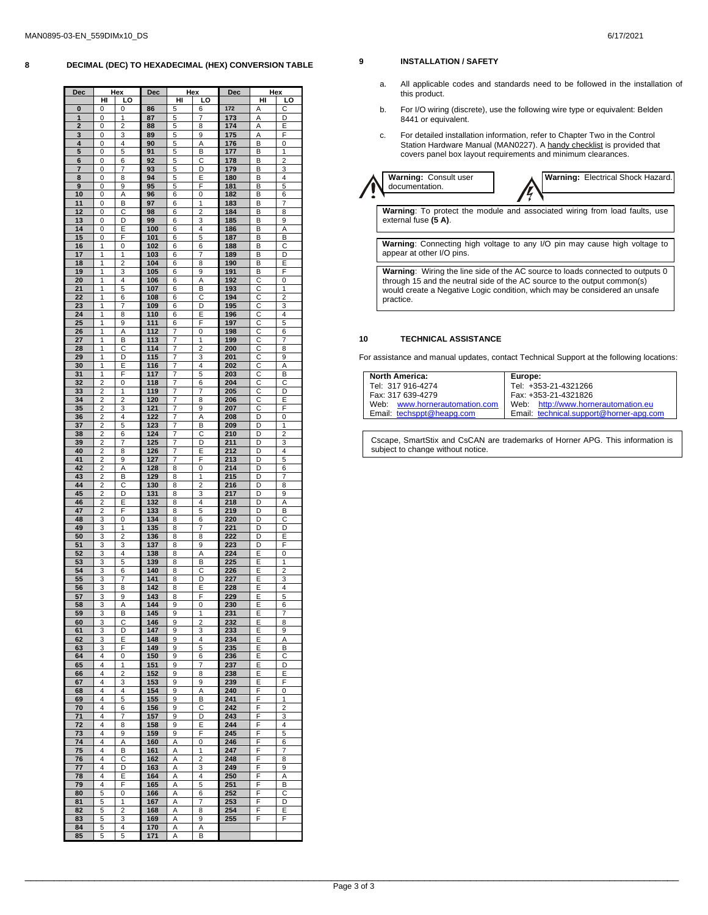## 8 DECIMAL (DEC) TO HEXADECIMAL (HEX) CONVERSION TABLE

| Dec | Hex | | Dec | Hex | | Dec | Hex | |
|---|---|---|---|---|---|---|---|---|
| | HI | LO | | HI | LO | | HI | LO |
| 0 | 0 | 0 | 86 | 5 | 6 | 172 | A | C |
| 1 | 0 | 1 | 87 | 5 | 7 | 173 | A | D |
| 2 | 0 | 2 | 88 | 5 | 8 | 174 | A | E |
| 3 | 0 | 3 | 89 | 5 | 9 | 175 | A | F |
| 4 | 0 | 4 | 90 | 5 | A | 176 | B | 0 |
| 5 | 0 | 5 | 91 | 5 | B | 177 | B | 1 |
| 6 | 0 | 6 | 92 | 5 | C | 178 | B | 2 |
| 7 | 0 | 7 | 93 | 5 | D | 179 | B | 3 |
| 8 | 0 | 8 | 94 | 5 | E | 180 | B | 4 |
| 9 | 0 | 9 | 95 | 5 | F | 181 | B | 5 |
| 10 | 0 | A | 96 | 6 | 0 | 182 | B | 6 |
| 11 | 0 | B | 97 | 6 | 1 | 183 | B | 7 |
| 12 | 0 | C | 98 | 6 | 2 | 184 | B | 8 |
| 13 | 0 | D | 99 | 6 | 3 | 185 | B | 9 |
| 14 | 0 | E | 100 | 6 | 4 | 186 | B | A |
| 15 | 0 | F | 101 | 6 | 5 | 187 | B | B |
| 16 | 1 | 0 | 102 | 6 | 6 | 188 | B | C |
| 17 | 1 | 1 | 103 | 6 | 7 | 189 | B | D |
| 18 | 1 | 2 | 104 | 6 | 8 | 190 | B | E |
| 19 | 1 | 3 | 105 | 6 | 9 | 191 | B | F |
| 20 | 1 | 4 | 106 | 6 | A | 192 | C | 0 |
| 21 | 1 | 5 | 107 | 6 | B | 193 | C | 1 |
| 22 | 1 | 6 | 108 | 6 | C | 194 | C | 2 |
| 23 | 1 | 7 | 109 | 6 | D | 195 | C | 3 |
| 24 | 1 | 8 | 110 | 6 | E | 196 | C | 4 |
| 25 | 1 | 9 | 111 | 6 | F | 197 | C | 5 |
| 26 | 1 | A | 112 | 7 | 0 | 198 | C | 6 |
| 27 | 1 | B | 113 | 7 | 1 | 199 | C | 7 |
| 28 | 1 | C | 114 | 7 | 2 | 200 | C | 8 |
| 29 | 1 | D | 115 | 7 | 3 | 201 | C | 9 |
| 30 | 1 | E | 116 | 7 | 4 | 202 | C | A |
| 31 | 1 | F | 117 | 7 | 5 | 203 | C | B |
| 32 | 2 | 0 | 118 | 7 | 6 | 204 | C | C |
| 33 | 2 | 1 | 119 | 7 | 7 | 205 | C | D |
| 34 | 2 | 2 | 120 | 7 | 8 | 206 | C | E |
| 35 | 2 | 3 | 121 | 7 | 9 | 207 | C | F |
| 36 | 2 | 4 | 122 | 7 | A | 208 | D | 0 |
| 37 | 2 | 5 | 123 | 7 | B | 209 | D | 1 |
| 38 | 2 | 6 | 124 | 7 | C | 210 | D | 2 |
| 39 | 2 | 7 | 125 | 7 | D | 211 | D | 3 |
| 40 | 2 | 8 | 126 | 7 | E | 212 | D | 4 |
| 41 | 2 | 9 | 127 | 7 | F | 213 | D | 5 |
| 42 | 2 | A | 128 | 8 | 0 | 214 | D | 6 |
| 43 | 2 | B | 129 | 8 | 1 | 215 | D | 7 |
| 44 | 2 | C | 130 | 8 | 2 | 216 | D | 8 |
| 45 | 2 | D | 131 | 8 | 3 | 217 | D | 9 |
| 46 | 2 | E | 132 | 8 | 4 | 218 | D | A |
| 47 | 2 | F | 133 | 8 | 5 | 219 | D | B |
| 48 | 3 | 0 | 134 | 8 | 6 | 220 | D | C |
| 49 | 3 | 1 | 135 | 8 | 7 | 221 | D | D |
| 50 | 3 | 2 | 136 | 8 | 8 | 222 | D | E |
| 51 | 3 | 3 | 137 | 8 | 9 | 223 | D | F |
| 52 | 3 | 4 | 138 | 8 | A | 224 | E | 0 |
| 53 | 3 | 5 | 139 | 8 | B | 225 | E | 1 |
| 54 | 3 | 6 | 140 | 8 | C | 226 | E | 2 |
| 55 | 3 | 7 | 141 | 8 | D | 227 | E | 3 |
| 56 | 3 | 8 | 142 | 8 | E | 228 | E | 4 |
| 57 | 3 | 9 | 143 | 8 | F | 229 | E | 5 |
| 58 | 3 | A | 144 | 9 | 0 | 230 | E | 6 |
| 59 | 3 | B | 145 | 9 | 1 | 231 | E | 7 |
| 60 | 3 | C | 146 | 9 | 2 | 232 | E | 8 |
| 61 | 3 | D | 147 | 9 | 3 | 233 | E | 9 |
| 62 | 3 | E | 148 | 9 | 4 | 234 | E | A |
| 63 | 3 | F | 149 | 9 | 5 | 235 | E | B |
| 64 | 4 | 0 | 150 | 9 | 6 | 236 | E | C |
| 65 | 4 | 1 | 151 | 9 | 7 | 237 | E | D |
| 66 | 4 | 2 | 152 | 9 | 8 | 238 | E | E |
| 67 | 4 | 3 | 153 | 9 | 9 | 239 | E | F |
| 68 | 4 | 4 | 154 | 9 | A | 240 | F | 0 |
| 69 | 4 | 5 | 155 | 9 | B | 241 | F | 1 |
| 70 | 4 | 6 | 156 | 9 | C | 242 | F | 2 |
| 71 | 4 | 7 | 157 | 9 | D | 243 | F | 3 |
| 72 | 4 | 8 | 158 | 9 | E | 244 | F | 4 |
| 73 | 4 | 9 | 159 | 9 | F | 245 | F | 5 |
| 74 | 4 | A | 160 | A | 0 | 246 | F | 6 |
| 75 | 4 | B | 161 | A | 1 | 247 | F | 7 |
| 76 | 4 | C | 162 | A | 2 | 248 | F | 8 |
| 77 | 4 | D | 163 | A | 3 | 249 | F | 9 |
| 78 | 4 | E | 164 | A | 4 | 250 | F | A |
| 79 | 4 | F | 165 | A | 5 | 251 | F | B |
| 80 | 5 | 0 | 166 | A | 6 | 252 | F | C |
| 81 | 5 | 1 | 167 | A | 7 | 253 | F | D |
| 82 | 5 | 2 | 168 | A | 8 | 254 | F | E |
| 83 | 5 | 3 | 169 | A | 9 | 255 | F | F |
| 84 | 5 | 4 | 170 | A | A | | | |
| 85 | 5 | 5 | 171 | A | B | | | |

## 9 INSTALLATION / SAFETY

a. All applicable codes and standards need to be followed in the installation of this product.

b. For I/O wiring (discrete), use the following wire type or equivalent: Belden 8441 or equivalent.

c. For detailed installation information, refer to Chapter Two in the Control Station Hardware Manual (MAN0227). A handy checklist is provided that covers panel box layout requirements and minimum clearances.

**Warning:** Consult user documentation.

**Warning:** Electrical Shock Hazard.

**Warning**: To protect the module and associated wiring from load faults, use external fuse **(5 A)**.

**Warning**: Connecting high voltage to any I/O pin may cause high voltage to appear at other I/O pins.

**Warning**: Wiring the line side of the AC source to loads connected to outputs 0 through 15 and the neutral side of the AC source to the output common(s) would create a Negative Logic condition, which may be considered an unsafe practice.

## 10 TECHNICAL ASSISTANCE

For assistance and manual updates, contact Technical Support at the following locations:

| North America: | Europe: |
|---|---|
| Tel: 317 916-4274 | Tel: +353-21-4321266 |
| Fax: 317 639-4279 | Fax: +353-21-4321826 |
| Web: www.hornerautomation.com | Web: http://www.hornerautomation.eu |
| Email: techsppt@heapg.com | Email: technical.support@horner-apg.com |

Cscape, SmartStix and CsCAN are trademarks of Horner APG. This information is subject to change without notice.